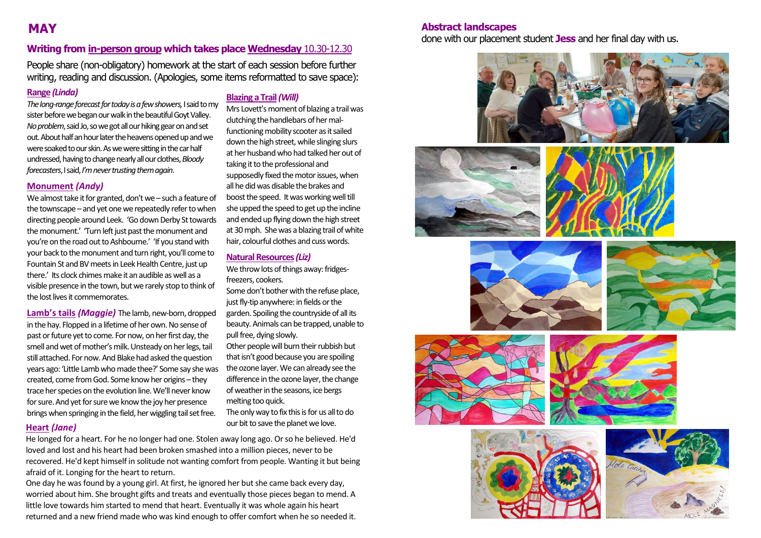# MAY

## Writing from in-person group which takes place Wednesday 10.30-12.30

People share (non-obligatory) homework at the start of each session before further writing, reading and discussion. (Apologies, some items reformatted to save space):

### Range *(Linda)*

*The long-range forecast for today is a few showers,* I said to my sister before we began our walk in the beautiful Goyt Valley. *No problem*, said Jo, so we got all our hiking gear on and set out. About half an hour later the heavens opened up and we were soaked to our skin. As we were sitting in the car half undressed, having to change nearly all our clothes, *Bloody forecasters*, I said, *I'm never trusting them again*.

### Monument *(Andy)*

We almost take it for granted, don't we – such a feature of the townscape – and yet one we repeatedly refer to when directing people around Leek. 'Go down Derby St towards the monument.' 'Turn left just past the monument and you're on the road out to Ashbourne.' 'If you stand with your back to the monument and turn right, you'll come to Fountain St and BV meets in Leek Health Centre, just up there.' Its clock chimes make it an audible as well as a visible presence in the town, but we rarely stop to think of the lost lives it commemorates.

**Lamb's tails *(Maggie)*** The lamb, new-born, dropped in the hay. Flopped in a lifetime of her own. No sense of past or future yet to come. For now, on her first day, the smell and wet of mother's milk. Unsteady on her legs, tail still attached. For now. And Blake had asked the question years ago: 'Little Lamb who made thee?' Some say she was created, come from God. Some know her origins – they trace her species on the evolution line. We'll never know for sure. And yet for sure we know the joy her presence brings when springing in the field, her wiggling tail set free.

### Blazing a Trail *(Will)*

Mrs Lovett's moment of blazing a trail was clutching the handlebars of her mal-functioning mobility scooter as it sailed down the high street, while slinging slurs at her husband who had talked her out of taking it to the professional and supposedly fixed the motor issues, when all he did was disable the brakes and boost the speed. It was working well till she upped the speed to get up the incline and ended up flying down the high street at 30 mph. She was a blazing trail of white hair, colourful clothes and cuss words.

### Natural Resources *(Liz)*

We throw lots of things away: fridges-freezers, cookers.

Some don't bother with the refuse place, just fly-tip anywhere: in fields or the garden. Spoiling the countryside of all its beauty. Animals can be trapped, unable to pull free, dying slowly.

Other people will burn their rubbish but that isn't good because you are spoiling the ozone layer. We can already see the difference in the ozone layer, the change of weather in the seasons, ice bergs melting too quick.

The only way to fix this is for us all to do our bit to save the planet we love.

### Heart *(Jane)*

He longed for a heart. For he no longer had one. Stolen away long ago. Or so he believed. He'd loved and lost and his heart had been broken smashed into a million pieces, never to be recovered. He'd kept himself in solitude not wanting comfort from people. Wanting it but being afraid of it. Longing for the heart to return.

One day he was found by a young girl. At first, he ignored her but she came back every day, worried about him. She brought gifts and treats and eventually those pieces began to mend. A little love towards him started to mend that heart. Eventually it was whole again his heart returned and a new friend made who was kind enough to offer comfort when he so needed it.

## Abstract landscapes

done with our placement student **Jess** and her final day with us.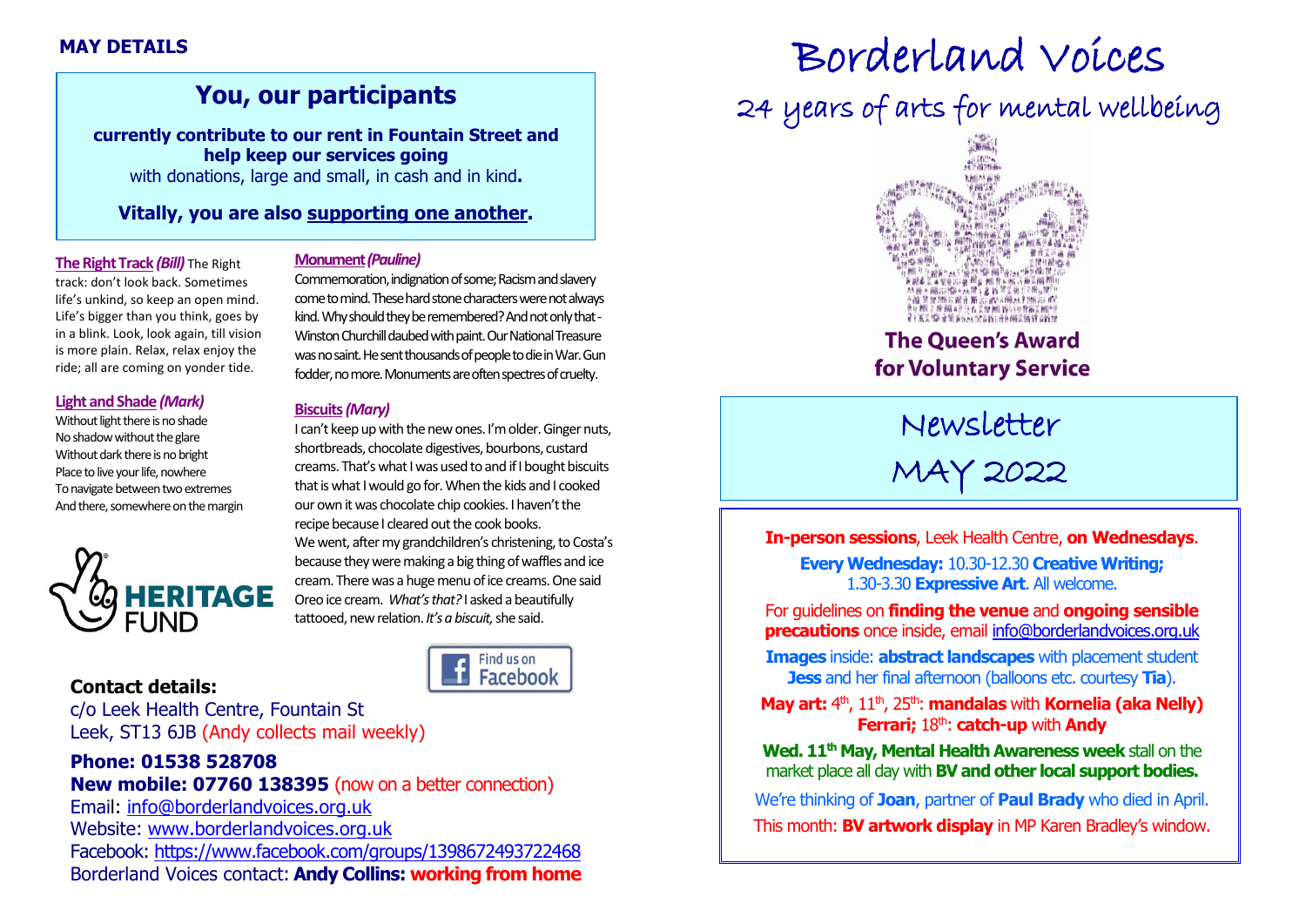## MAY DETAILS

## You, our participants

**currently contribute to our rent in Fountain Street and help keep our services going** with donations, large and small, in cash and in kind**.**

**Vitally, you are also supporting one another.**

**The Right Track *(Bill)*** The Right track: don't look back. Sometimes life's unkind, so keep an open mind. Life's bigger than you think, goes by in a blink. Look, look again, till vision is more plain. Relax, relax enjoy the ride; all are coming on yonder tide.

**Light and Shade *(Mark)***

Without light there is no shade
No shadow without the glare
Without dark there is no bright
Place to live your life, nowhere
To navigate between two extremes
And there, somewhere on the margin

**Monument *(Pauline)***

Commemoration, indignation of some; Racism and slavery come to mind. These hard stone characters were not always kind. Why should they be remembered? And not only that - Winston Churchill daubed with paint. Our National Treasure was no saint. He sent thousands of people to die in War. Gun fodder, no more. Monuments are often spectres of cruelty.

**Biscuits *(Mary)***

I can't keep up with the new ones. I'm older. Ginger nuts, shortbreads, chocolate digestives, bourbons, custard creams. That's what I was used to and if I bought biscuits that is what I would go for. When the kids and I cooked our own it was chocolate chip cookies. I haven't the recipe because I cleared out the cook books.
We went, after my grandchildren's christening, to Costa's because they were making a big thing of waffles and ice cream. There was a huge menu of ice creams. One said Oreo ice cream. *What's that?* I asked a beautifully tattooed, new relation. *It's a biscuit,* she said.

HERITAGE FUND

Find us on Facebook

**Contact details:**
c/o Leek Health Centre, Fountain St
Leek, ST13 6JB (Andy collects mail weekly)

**Phone: 01538 528708**
**New mobile: 07760 138395** (now on a better connection)
Email: info@borderlandvoices.org.uk
Website: www.borderlandvoices.org.uk
Facebook: https://www.facebook.com/groups/1398672493722468
Borderland Voices contact: **Andy Collins: working from home**

# Borderland Voices

## 24 years of arts for mental wellbeing

The Queen's Award for Voluntary Service

## Newsletter MAY 2022

**In-person sessions**, Leek Health Centre, **on Wednesdays**.

**Every Wednesday:** 10.30-12.30 **Creative Writing;** 1.30-3.30 **Expressive Art**. All welcome.

For guidelines on **finding the venue** and **ongoing sensible precautions** once inside, email info@borderlandvoices.org.uk

**Images** inside: **abstract landscapes** with placement student **Jess** and her final afternoon (balloons etc. courtesy **Tia**).

**May art:** 4th, 11th, 25th: **mandalas** with **Kornelia (aka Nelly) Ferrari;** 18th: **catch-up** with **Andy**

**Wed. 11th May, Mental Health Awareness week** stall on the market place all day with **BV and other local support bodies.**

We're thinking of **Joan**, partner of **Paul Brady** who died in April.

This month: **BV artwork display** in MP Karen Bradley's window.